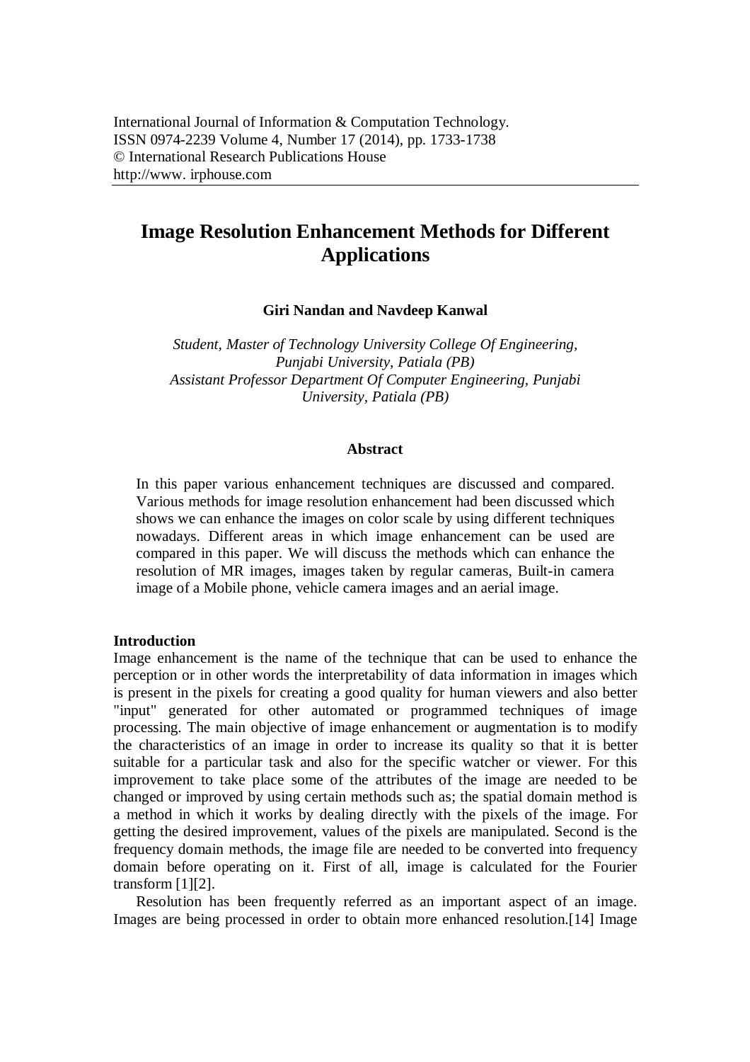International Journal of Information & Computation Technology.
ISSN 0974-2239 Volume 4, Number 17 (2014), pp. 1733-1738
© International Research Publications House
http://www. irphouse.com

# Image Resolution Enhancement Methods for Different Applications

**Giri Nandan and Navdeep Kanwal**

*Student, Master of Technology University College Of Engineering, Punjabi University, Patiala (PB)*
*Assistant Professor Department Of Computer Engineering, Punjabi University, Patiala (PB)*

## Abstract

In this paper various enhancement techniques are discussed and compared. Various methods for image resolution enhancement had been discussed which shows we can enhance the images on color scale by using different techniques nowadays. Different areas in which image enhancement can be used are compared in this paper. We will discuss the methods which can enhance the resolution of MR images, images taken by regular cameras, Built-in camera image of a Mobile phone, vehicle camera images and an aerial image.

## Introduction

Image enhancement is the name of the technique that can be used to enhance the perception or in other words the interpretability of data information in images which is present in the pixels for creating a good quality for human viewers and also better "input" generated for other automated or programmed techniques of image processing. The main objective of image enhancement or augmentation is to modify the characteristics of an image in order to increase its quality so that it is better suitable for a particular task and also for the specific watcher or viewer. For this improvement to take place some of the attributes of the image are needed to be changed or improved by using certain methods such as; the spatial domain method is a method in which it works by dealing directly with the pixels of the image. For getting the desired improvement, values of the pixels are manipulated. Second is the frequency domain methods, the image file are needed to be converted into frequency domain before operating on it. First of all, image is calculated for the Fourier transform [1][2].

Resolution has been frequently referred as an important aspect of an image. Images are being processed in order to obtain more enhanced resolution.[14] Image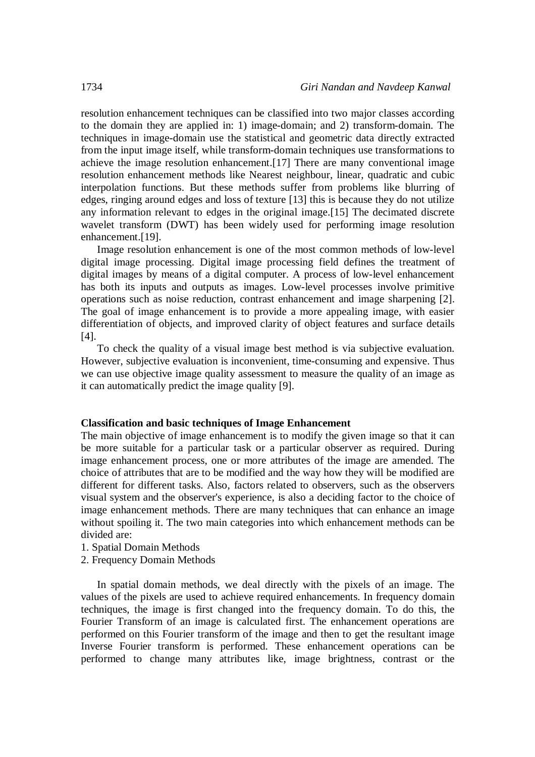resolution enhancement techniques can be classified into two major classes according to the domain they are applied in: 1) image-domain; and 2) transform-domain. The techniques in image-domain use the statistical and geometric data directly extracted from the input image itself, while transform-domain techniques use transformations to achieve the image resolution enhancement.[17] There are many conventional image resolution enhancement methods like Nearest neighbour, linear, quadratic and cubic interpolation functions. But these methods suffer from problems like blurring of edges, ringing around edges and loss of texture [13] this is because they do not utilize any information relevant to edges in the original image.[15] The decimated discrete wavelet transform (DWT) has been widely used for performing image resolution enhancement.[19].

Image resolution enhancement is one of the most common methods of low-level digital image processing. Digital image processing field defines the treatment of digital images by means of a digital computer. A process of low-level enhancement has both its inputs and outputs as images. Low-level processes involve primitive operations such as noise reduction, contrast enhancement and image sharpening [2]. The goal of image enhancement is to provide a more appealing image, with easier differentiation of objects, and improved clarity of object features and surface details [4].

To check the quality of a visual image best method is via subjective evaluation. However, subjective evaluation is inconvenient, time-consuming and expensive. Thus we can use objective image quality assessment to measure the quality of an image as it can automatically predict the image quality [9].

**Classification and basic techniques of Image Enhancement**

The main objective of image enhancement is to modify the given image so that it can be more suitable for a particular task or a particular observer as required. During image enhancement process, one or more attributes of the image are amended. The choice of attributes that are to be modified and the way how they will be modified are different for different tasks. Also, factors related to observers, such as the observers visual system and the observer's experience, is also a deciding factor to the choice of image enhancement methods. There are many techniques that can enhance an image without spoiling it. The two main categories into which enhancement methods can be divided are:

1. Spatial Domain Methods
2. Frequency Domain Methods

In spatial domain methods, we deal directly with the pixels of an image. The values of the pixels are used to achieve required enhancements. In frequency domain techniques, the image is first changed into the frequency domain. To do this, the Fourier Transform of an image is calculated first. The enhancement operations are performed on this Fourier transform of the image and then to get the resultant image Inverse Fourier transform is performed. These enhancement operations can be performed to change many attributes like, image brightness, contrast or the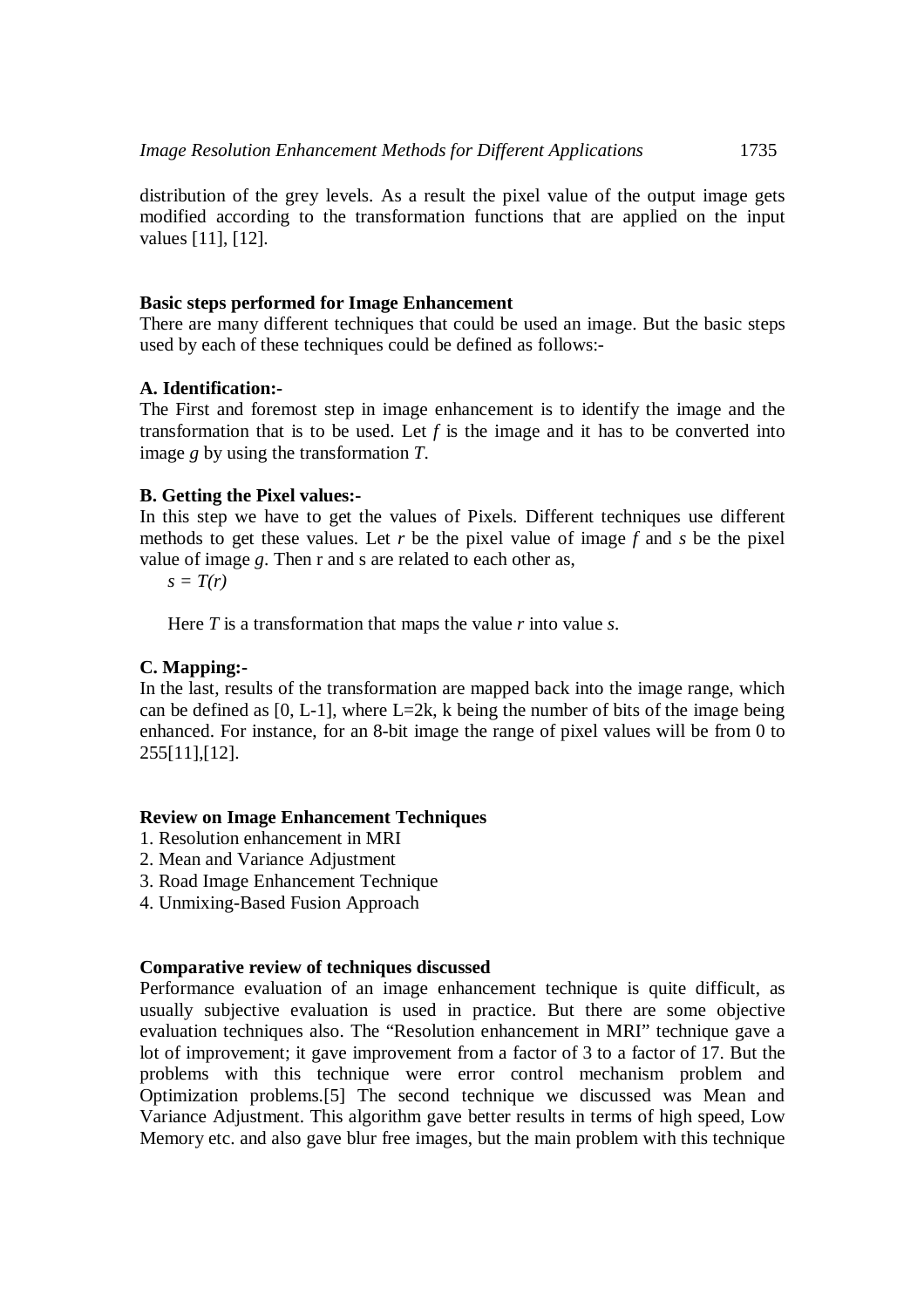distribution of the grey levels. As a result the pixel value of the output image gets modified according to the transformation functions that are applied on the input values [11], [12].

**Basic steps performed for Image Enhancement**

There are many different techniques that could be used an image. But the basic steps used by each of these techniques could be defined as follows:-

**A. Identification:-**

The First and foremost step in image enhancement is to identify the image and the transformation that is to be used. Let $f$ is the image and it has to be converted into image $g$ by using the transformation $T$.

**B. Getting the Pixel values:-**

In this step we have to get the values of Pixels. Different techniques use different methods to get these values. Let $r$ be the pixel value of image $f$ and $s$ be the pixel value of image $g$. Then r and s are related to each other as,

$s = T(r)$

Here $T$ is a transformation that maps the value $r$ into value $s$.

**C. Mapping:-**

In the last, results of the transformation are mapped back into the image range, which can be defined as [0, L-1], where L=2k, k being the number of bits of the image being enhanced. For instance, for an 8-bit image the range of pixel values will be from 0 to 255[11],[12].

**Review on Image Enhancement Techniques**

1. Resolution enhancement in MRI
2. Mean and Variance Adjustment
3. Road Image Enhancement Technique
4. Unmixing-Based Fusion Approach

**Comparative review of techniques discussed**

Performance evaluation of an image enhancement technique is quite difficult, as usually subjective evaluation is used in practice. But there are some objective evaluation techniques also. The "Resolution enhancement in MRI" technique gave a lot of improvement; it gave improvement from a factor of 3 to a factor of 17. But the problems with this technique were error control mechanism problem and Optimization problems.[5] The second technique we discussed was Mean and Variance Adjustment. This algorithm gave better results in terms of high speed, Low Memory etc. and also gave blur free images, but the main problem with this technique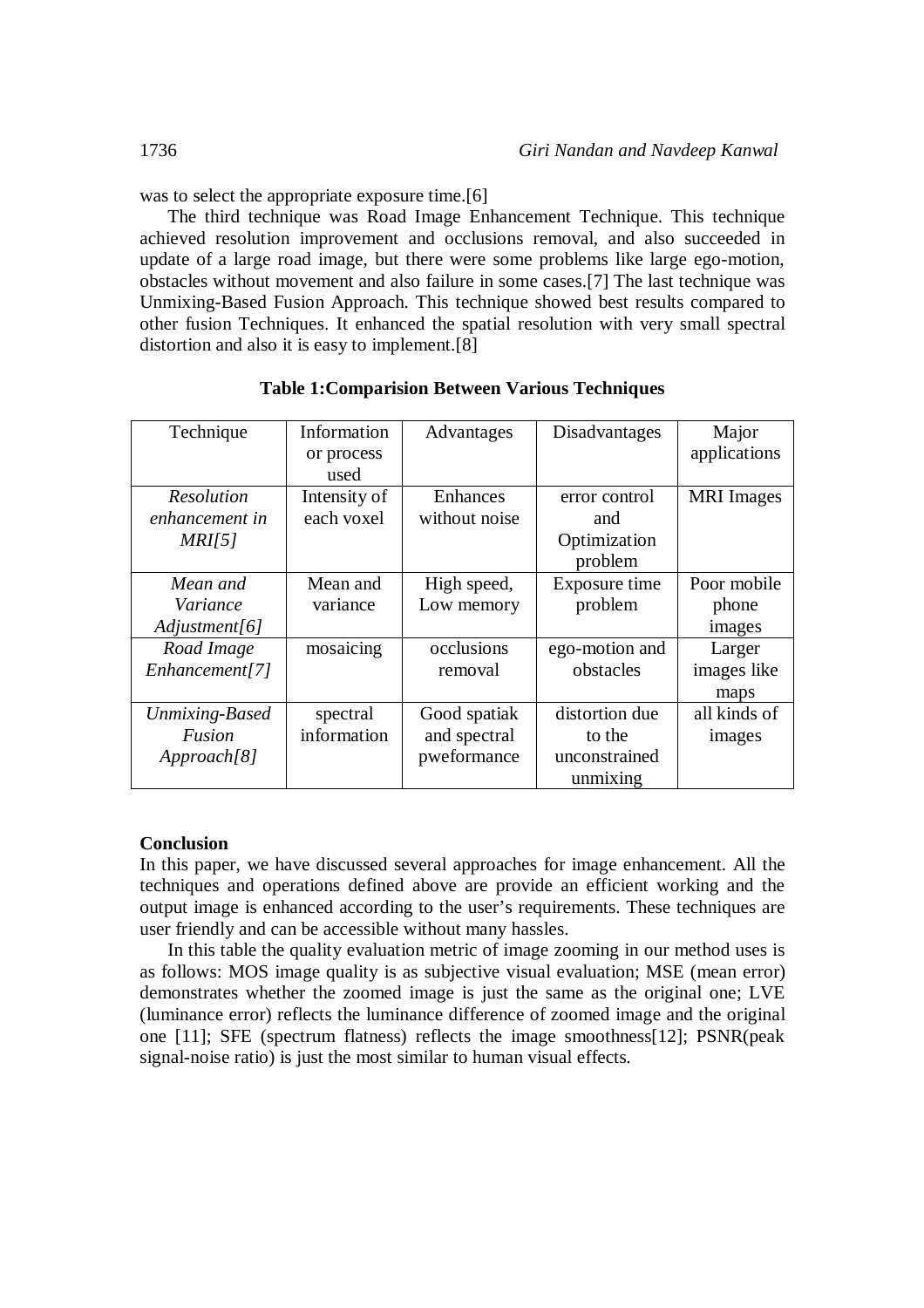was to select the appropriate exposure time.[6]

The third technique was Road Image Enhancement Technique. This technique achieved resolution improvement and occlusions removal, and also succeeded in update of a large road image, but there were some problems like large ego-motion, obstacles without movement and also failure in some cases.[7] The last technique was Unmixing-Based Fusion Approach. This technique showed best results compared to other fusion Techniques. It enhanced the spatial resolution with very small spectral distortion and also it is easy to implement.[8]

**Table 1:Comparision Between Various Techniques**

| Technique | Information or process used | Advantages | Disadvantages | Major applications |
|---|---|---|---|---|
| *Resolution enhancement in MRI[5]* | Intensity of each voxel | Enhances without noise | error control and Optimization problem | MRI Images |
| *Mean and Variance Adjustment[6]* | Mean and variance | High speed, Low memory | Exposure time problem | Poor mobile phone images |
| *Road Image Enhancement[7]* | mosaicing | occlusions removal | ego-motion and obstacles | Larger images like maps |
| *Unmixing-Based Fusion Approach[8]* | spectral information | Good spatiak and spectral pweformance | distortion due to the unconstrained unmixing | all kinds of images |

**Conclusion**

In this paper, we have discussed several approaches for image enhancement. All the techniques and operations defined above are provide an efficient working and the output image is enhanced according to the user's requirements. These techniques are user friendly and can be accessible without many hassles.

In this table the quality evaluation metric of image zooming in our method uses is as follows: MOS image quality is as subjective visual evaluation; MSE (mean error) demonstrates whether the zoomed image is just the same as the original one; LVE (luminance error) reflects the luminance difference of zoomed image and the original one [11]; SFE (spectrum flatness) reflects the image smoothness[12]; PSNR(peak signal-noise ratio) is just the most similar to human visual effects.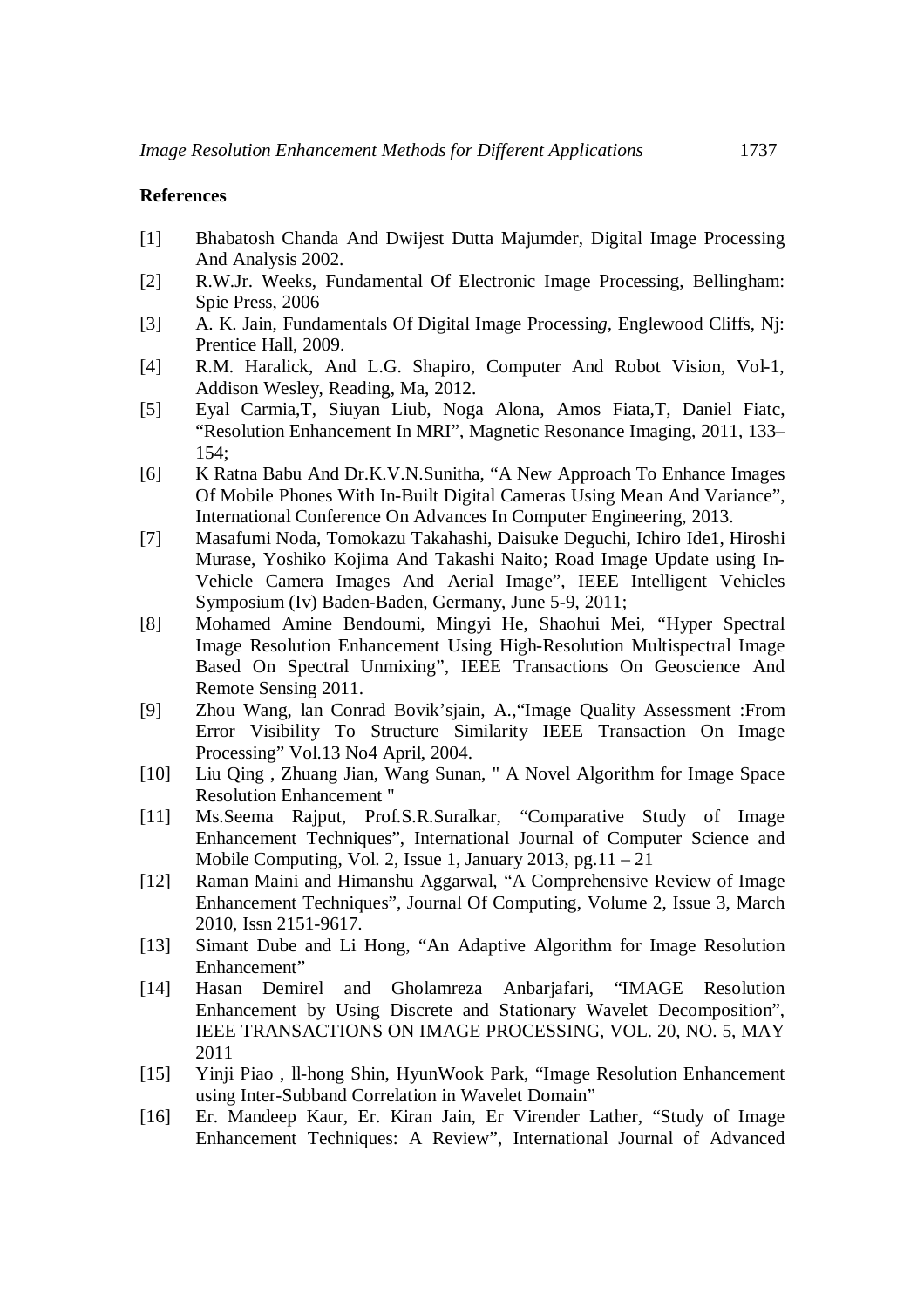## References

[1] Bhabatosh Chanda And Dwijest Dutta Majumder, Digital Image Processing And Analysis 2002.

[2] R.W.Jr. Weeks, Fundamental Of Electronic Image Processing, Bellingham: Spie Press, 2006

[3] A. K. Jain, Fundamentals Of Digital Image Processin*g*, Englewood Cliffs, Nj: Prentice Hall, 2009.

[4] R.M. Haralick, And L.G. Shapiro, Computer And Robot Vision, Vol-1, Addison Wesley, Reading, Ma, 2012.

[5] Eyal Carmia,T, Siuyan Liub, Noga Alona, Amos Fiata,T, Daniel Fiatc, "Resolution Enhancement In MRI", Magnetic Resonance Imaging, 2011, 133–154;

[6] K Ratna Babu And Dr.K.V.N.Sunitha, "A New Approach To Enhance Images Of Mobile Phones With In-Built Digital Cameras Using Mean And Variance", International Conference On Advances In Computer Engineering, 2013.

[7] Masafumi Noda, Tomokazu Takahashi, Daisuke Deguchi, Ichiro Ide1, Hiroshi Murase, Yoshiko Kojima And Takashi Naito; Road Image Update using In-Vehicle Camera Images And Aerial Image", IEEE Intelligent Vehicles Symposium (Iv) Baden-Baden, Germany, June 5-9, 2011;

[8] Mohamed Amine Bendoumi, Mingyi He, Shaohui Mei, "Hyper Spectral Image Resolution Enhancement Using High-Resolution Multispectral Image Based On Spectral Unmixing", IEEE Transactions On Geoscience And Remote Sensing 2011.

[9] Zhou Wang, lan Conrad Bovik'sjain, A.,"Image Quality Assessment :From Error Visibility To Structure Similarity IEEE Transaction On Image Processing" Vol.13 No4 April, 2004.

[10] Liu Qing , Zhuang Jian, Wang Sunan, " A Novel Algorithm for Image Space Resolution Enhancement "

[11] Ms.Seema Rajput, Prof.S.R.Suralkar, "Comparative Study of Image Enhancement Techniques", International Journal of Computer Science and Mobile Computing, Vol. 2, Issue 1, January 2013, pg.11 – 21

[12] Raman Maini and Himanshu Aggarwal, "A Comprehensive Review of Image Enhancement Techniques", Journal Of Computing, Volume 2, Issue 3, March 2010, Issn 2151-9617.

[13] Simant Dube and Li Hong, "An Adaptive Algorithm for Image Resolution Enhancement"

[14] Hasan Demirel and Gholamreza Anbarjafari, "IMAGE Resolution Enhancement by Using Discrete and Stationary Wavelet Decomposition", IEEE TRANSACTIONS ON IMAGE PROCESSING, VOL. 20, NO. 5, MAY 2011

[15] Yinji Piao , ll-hong Shin, HyunWook Park, "Image Resolution Enhancement using Inter-Subband Correlation in Wavelet Domain"

[16] Er. Mandeep Kaur, Er. Kiran Jain, Er Virender Lather, "Study of Image Enhancement Techniques: A Review", International Journal of Advanced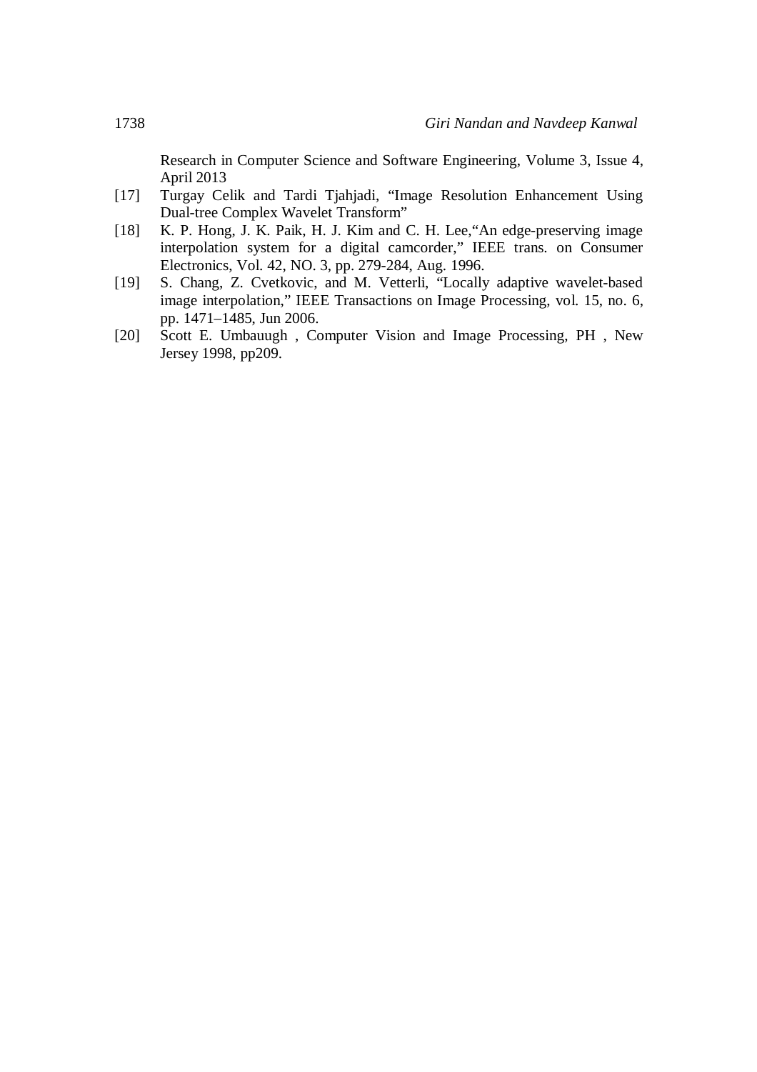Research in Computer Science and Software Engineering, Volume 3, Issue 4, April 2013

[17] Turgay Celik and Tardi Tjahjadi, “Image Resolution Enhancement Using Dual-tree Complex Wavelet Transform”

[18] K. P. Hong, J. K. Paik, H. J. Kim and C. H. Lee,“An edge-preserving image interpolation system for a digital camcorder,” IEEE trans. on Consumer Electronics, Vol. 42, NO. 3, pp. 279-284, Aug. 1996.

[19] S. Chang, Z. Cvetkovic, and M. Vetterli, “Locally adaptive wavelet-based image interpolation,” IEEE Transactions on Image Processing, vol. 15, no. 6, pp. 1471–1485, Jun 2006.

[20] Scott E. Umbauugh , Computer Vision and Image Processing, PH , New Jersey 1998, pp209.